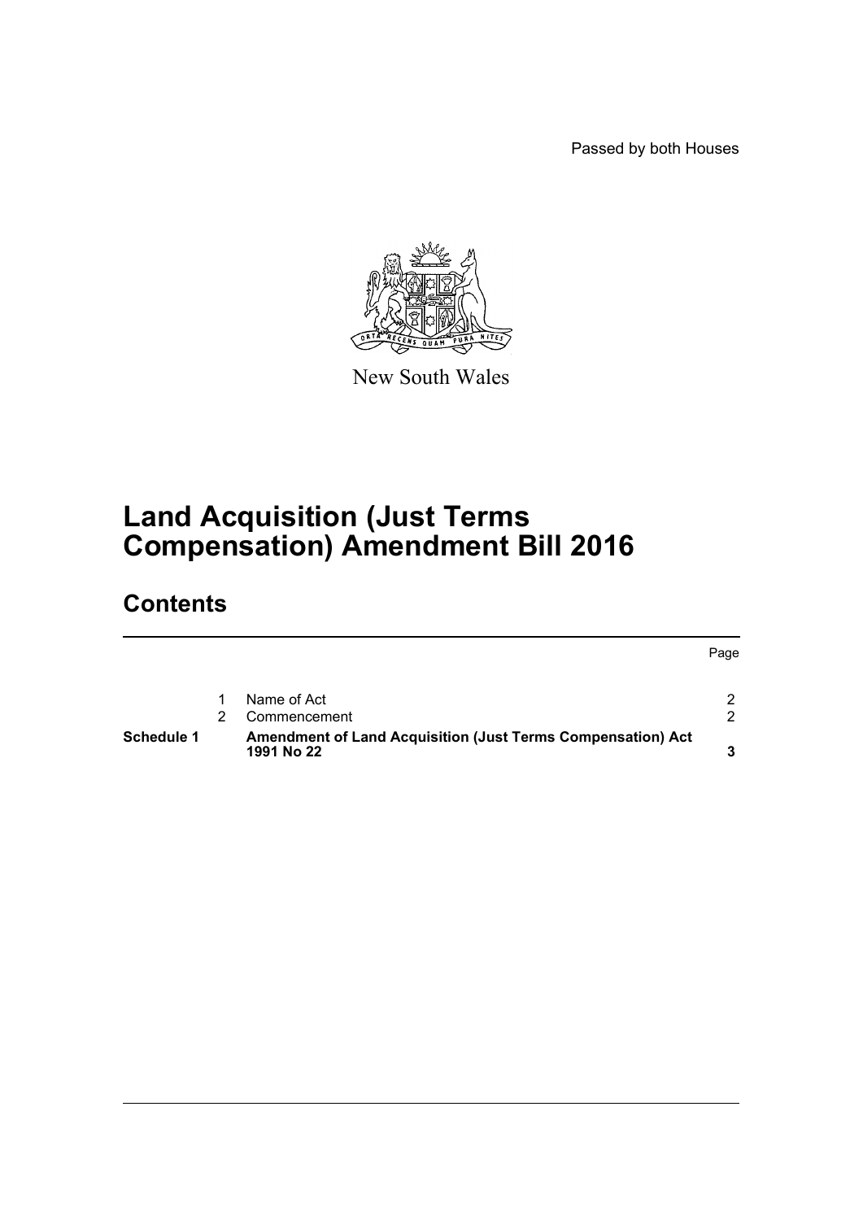Passed by both Houses

New South Wales

# Land Acquisition (Just Terms Compensation) Amendment Bill 2016

## Contents

| | | | Page |
|---|---|---|---|
| | 1 | Name of Act | 2 |
| | 2 | Commencement | 2 |
| **Schedule 1** | | **Amendment of Land Acquisition (Just Terms Compensation) Act 1991 No 22** | **3** |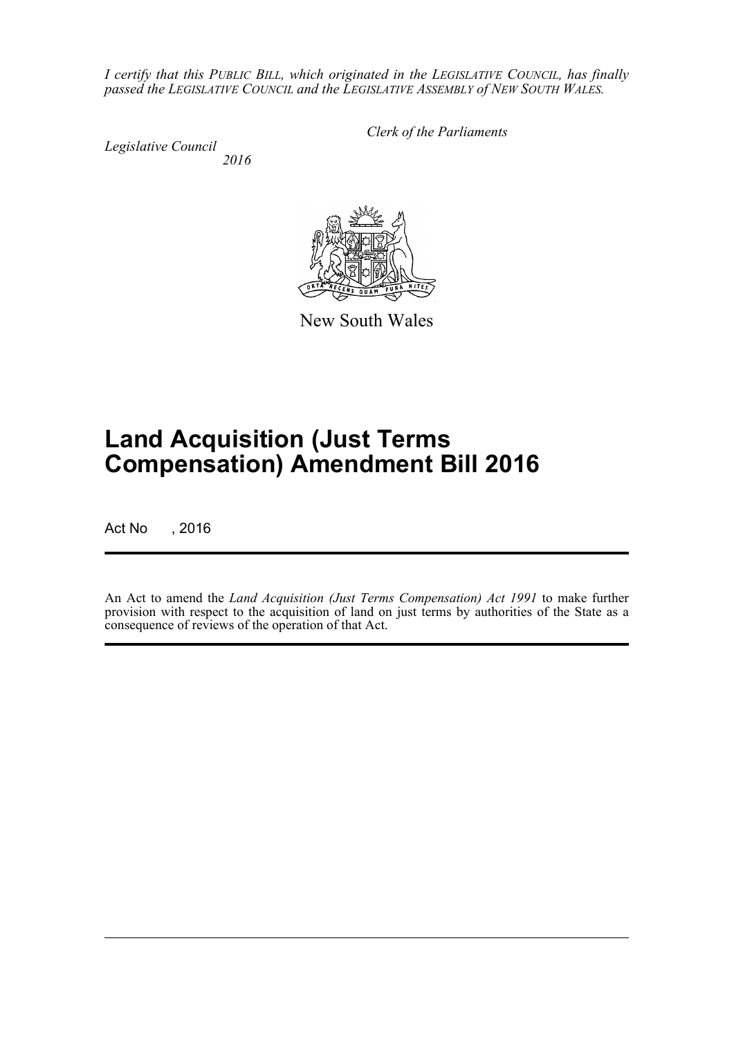*I certify that this PUBLIC BILL, which originated in the LEGISLATIVE COUNCIL, has finally passed the LEGISLATIVE COUNCIL and the LEGISLATIVE ASSEMBLY of NEW SOUTH WALES.*

*Clerk of the Parliaments*

*Legislative Council*
*2016*

New South Wales

# Land Acquisition (Just Terms Compensation) Amendment Bill 2016

Act No , 2016

An Act to amend the *Land Acquisition (Just Terms Compensation) Act 1991* to make further provision with respect to the acquisition of land on just terms by authorities of the State as a consequence of reviews of the operation of that Act.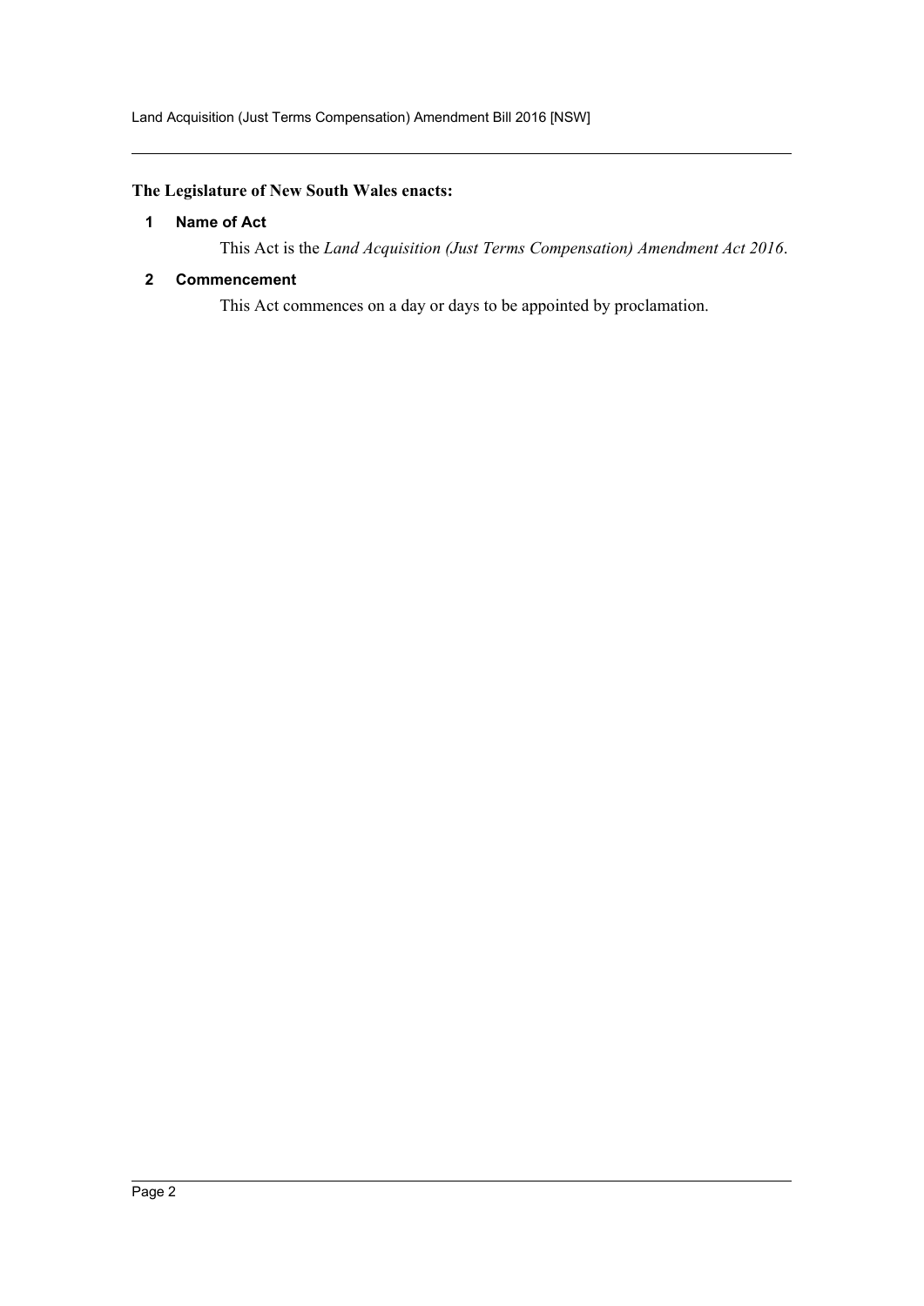**The Legislature of New South Wales enacts:**

## 1 Name of Act

This Act is the *Land Acquisition (Just Terms Compensation) Amendment Act 2016*.

## 2 Commencement

This Act commences on a day or days to be appointed by proclamation.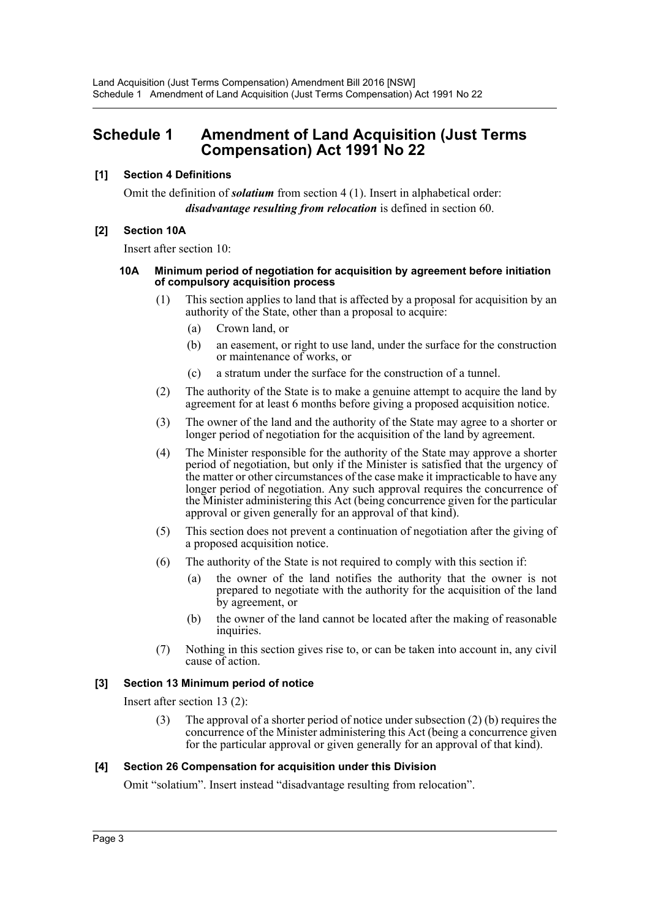# Schedule 1 Amendment of Land Acquisition (Just Terms Compensation) Act 1991 No 22

### [1] Section 4 Definitions

Omit the definition of ***solatium*** from section 4 (1). Insert in alphabetical order:

***disadvantage resulting from relocation*** is defined in section 60.

### [2] Section 10A

Insert after section 10:

#### 10A Minimum period of negotiation for acquisition by agreement before initiation of compulsory acquisition process

(1) This section applies to land that is affected by a proposal for acquisition by an authority of the State, other than a proposal to acquire:

- (a) Crown land, or
- (b) an easement, or right to use land, under the surface for the construction or maintenance of works, or
- (c) a stratum under the surface for the construction of a tunnel.

(2) The authority of the State is to make a genuine attempt to acquire the land by agreement for at least 6 months before giving a proposed acquisition notice.

(3) The owner of the land and the authority of the State may agree to a shorter or longer period of negotiation for the acquisition of the land by agreement.

(4) The Minister responsible for the authority of the State may approve a shorter period of negotiation, but only if the Minister is satisfied that the urgency of the matter or other circumstances of the case make it impracticable to have any longer period of negotiation. Any such approval requires the concurrence of the Minister administering this Act (being concurrence given for the particular approval or given generally for an approval of that kind).

(5) This section does not prevent a continuation of negotiation after the giving of a proposed acquisition notice.

(6) The authority of the State is not required to comply with this section if:

- (a) the owner of the land notifies the authority that the owner is not prepared to negotiate with the authority for the acquisition of the land by agreement, or
- (b) the owner of the land cannot be located after the making of reasonable inquiries.

(7) Nothing in this section gives rise to, or can be taken into account in, any civil cause of action.

### [3] Section 13 Minimum period of notice

Insert after section 13 (2):

(3) The approval of a shorter period of notice under subsection (2) (b) requires the concurrence of the Minister administering this Act (being a concurrence given for the particular approval or given generally for an approval of that kind).

### [4] Section 26 Compensation for acquisition under this Division

Omit "solatium". Insert instead "disadvantage resulting from relocation".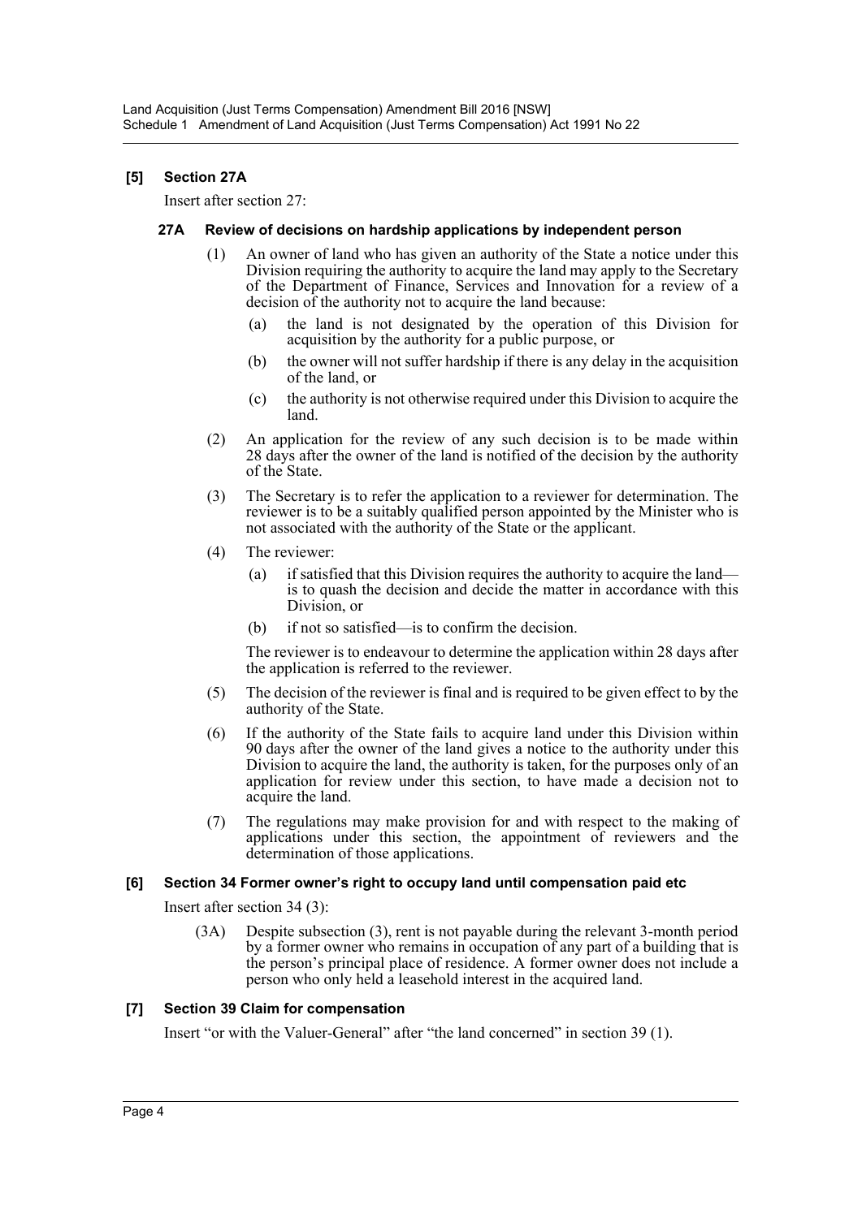**[5] Section 27A**

Insert after section 27:

**27A Review of decisions on hardship applications by independent person**

(1) An owner of land who has given an authority of the State a notice under this Division requiring the authority to acquire the land may apply to the Secretary of the Department of Finance, Services and Innovation for a review of a decision of the authority not to acquire the land because:

(a) the land is not designated by the operation of this Division for acquisition by the authority for a public purpose, or

(b) the owner will not suffer hardship if there is any delay in the acquisition of the land, or

(c) the authority is not otherwise required under this Division to acquire the land.

(2) An application for the review of any such decision is to be made within 28 days after the owner of the land is notified of the decision by the authority of the State.

(3) The Secretary is to refer the application to a reviewer for determination. The reviewer is to be a suitably qualified person appointed by the Minister who is not associated with the authority of the State or the applicant.

(4) The reviewer:

(a) if satisfied that this Division requires the authority to acquire the land—is to quash the decision and decide the matter in accordance with this Division, or

(b) if not so satisfied—is to confirm the decision.

The reviewer is to endeavour to determine the application within 28 days after the application is referred to the reviewer.

(5) The decision of the reviewer is final and is required to be given effect to by the authority of the State.

(6) If the authority of the State fails to acquire land under this Division within 90 days after the owner of the land gives a notice to the authority under this Division to acquire the land, the authority is taken, for the purposes only of an application for review under this section, to have made a decision not to acquire the land.

(7) The regulations may make provision for and with respect to the making of applications under this section, the appointment of reviewers and the determination of those applications.

**[6] Section 34 Former owner's right to occupy land until compensation paid etc**

Insert after section 34 (3):

(3A) Despite subsection (3), rent is not payable during the relevant 3-month period by a former owner who remains in occupation of any part of a building that is the person's principal place of residence. A former owner does not include a person who only held a leasehold interest in the acquired land.

**[7] Section 39 Claim for compensation**

Insert "or with the Valuer-General" after "the land concerned" in section 39 (1).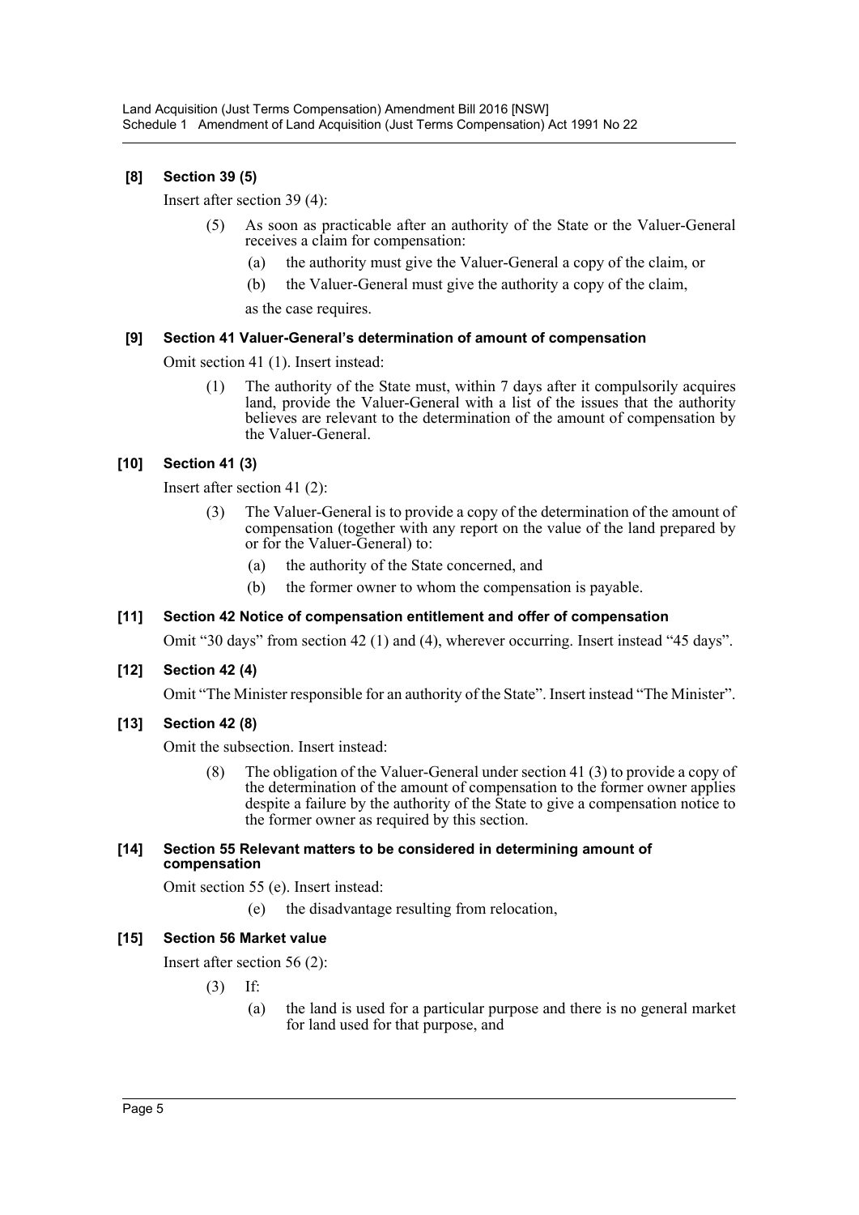**[8] Section 39 (5)**

Insert after section 39 (4):

> (5) As soon as practicable after an authority of the State or the Valuer-General receives a claim for compensation:
>
> (a) the authority must give the Valuer-General a copy of the claim, or
>
> (b) the Valuer-General must give the authority a copy of the claim,
>
> as the case requires.

**[9] Section 41 Valuer-General's determination of amount of compensation**

Omit section 41 (1). Insert instead:

> (1) The authority of the State must, within 7 days after it compulsorily acquires land, provide the Valuer-General with a list of the issues that the authority believes are relevant to the determination of the amount of compensation by the Valuer-General.

**[10] Section 41 (3)**

Insert after section 41 (2):

> (3) The Valuer-General is to provide a copy of the determination of the amount of compensation (together with any report on the value of the land prepared by or for the Valuer-General) to:
>
> (a) the authority of the State concerned, and
>
> (b) the former owner to whom the compensation is payable.

**[11] Section 42 Notice of compensation entitlement and offer of compensation**

Omit "30 days" from section 42 (1) and (4), wherever occurring. Insert instead "45 days".

**[12] Section 42 (4)**

Omit "The Minister responsible for an authority of the State". Insert instead "The Minister".

**[13] Section 42 (8)**

Omit the subsection. Insert instead:

> (8) The obligation of the Valuer-General under section 41 (3) to provide a copy of the determination of the amount of compensation to the former owner applies despite a failure by the authority of the State to give a compensation notice to the former owner as required by this section.

**[14] Section 55 Relevant matters to be considered in determining amount of compensation**

Omit section 55 (e). Insert instead:

> (e) the disadvantage resulting from relocation,

**[15] Section 56 Market value**

Insert after section 56 (2):

> (3) If:
>
> (a) the land is used for a particular purpose and there is no general market for land used for that purpose, and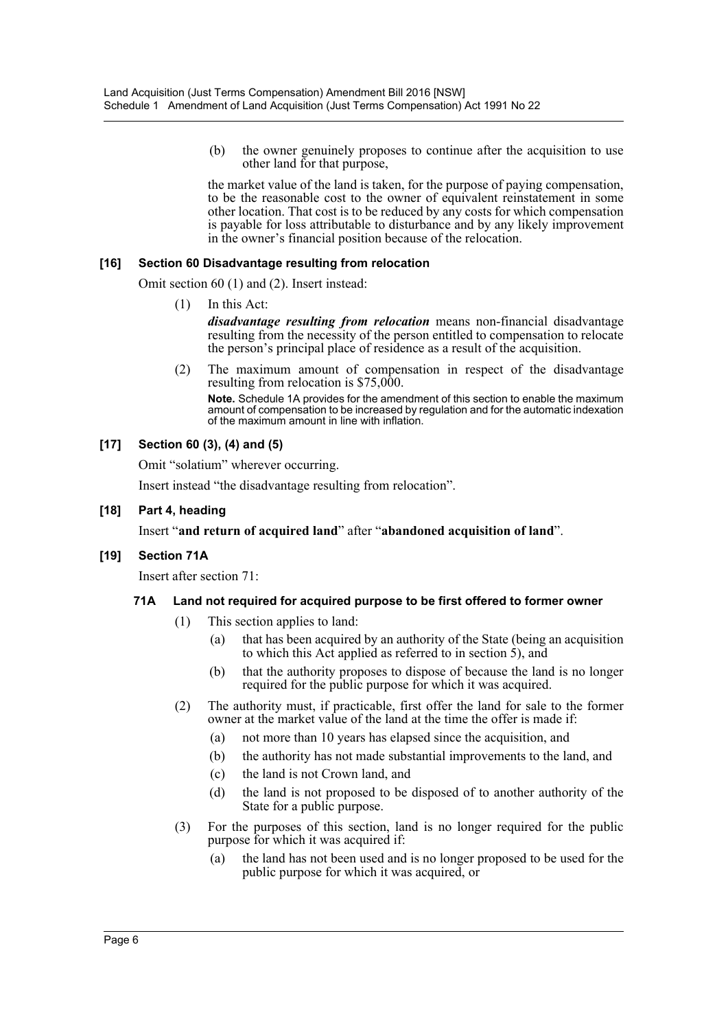(b) the owner genuinely proposes to continue after the acquisition to use other land for that purpose,

the market value of the land is taken, for the purpose of paying compensation, to be the reasonable cost to the owner of equivalent reinstatement in some other location. That cost is to be reduced by any costs for which compensation is payable for loss attributable to disturbance and by any likely improvement in the owner's financial position because of the relocation.

#### [16] Section 60 Disadvantage resulting from relocation

Omit section 60 (1) and (2). Insert instead:

(1) In this Act:

***disadvantage resulting from relocation*** means non-financial disadvantage resulting from the necessity of the person entitled to compensation to relocate the person's principal place of residence as a result of the acquisition.

(2) The maximum amount of compensation in respect of the disadvantage resulting from relocation is $75,000.

**Note.** Schedule 1A provides for the amendment of this section to enable the maximum amount of compensation to be increased by regulation and for the automatic indexation of the maximum amount in line with inflation.

#### [17] Section 60 (3), (4) and (5)

Omit "solatium" wherever occurring.

Insert instead "the disadvantage resulting from relocation".

#### [18] Part 4, heading

Insert "**and return of acquired land**" after "**abandoned acquisition of land**".

#### [19] Section 71A

Insert after section 71:

##### 71A Land not required for acquired purpose to be first offered to former owner

(1) This section applies to land:

(a) that has been acquired by an authority of the State (being an acquisition to which this Act applied as referred to in section 5), and

(b) that the authority proposes to dispose of because the land is no longer required for the public purpose for which it was acquired.

(2) The authority must, if practicable, first offer the land for sale to the former owner at the market value of the land at the time the offer is made if:

(a) not more than 10 years has elapsed since the acquisition, and

(b) the authority has not made substantial improvements to the land, and

(c) the land is not Crown land, and

(d) the land is not proposed to be disposed of to another authority of the State for a public purpose.

(3) For the purposes of this section, land is no longer required for the public purpose for which it was acquired if:

(a) the land has not been used and is no longer proposed to be used for the public purpose for which it was acquired, or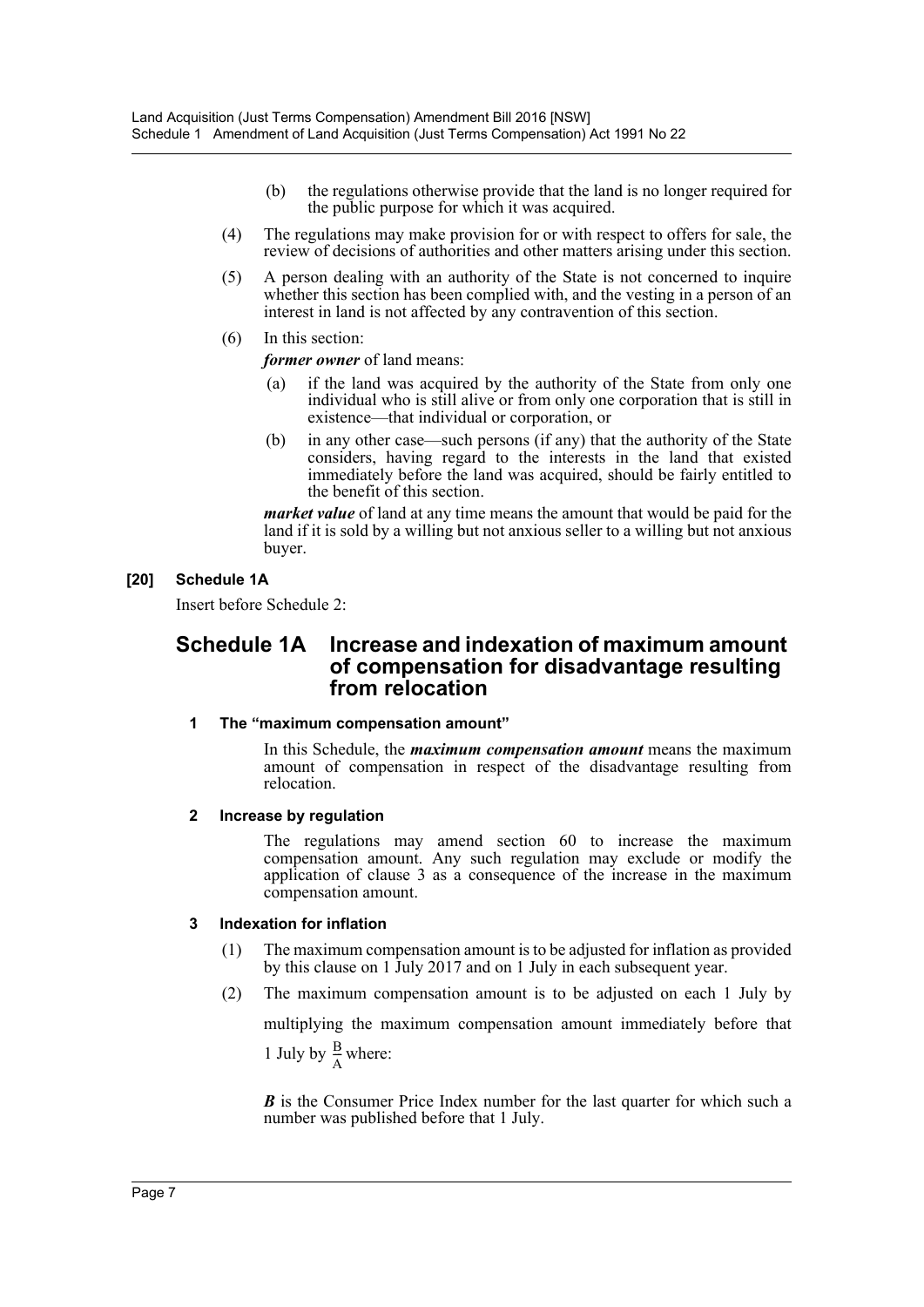(b) the regulations otherwise provide that the land is no longer required for the public purpose for which it was acquired.

(4) The regulations may make provision for or with respect to offers for sale, the review of decisions of authorities and other matters arising under this section.

(5) A person dealing with an authority of the State is not concerned to inquire whether this section has been complied with, and the vesting in a person of an interest in land is not affected by any contravention of this section.

(6) In this section:

***former owner*** of land means:

(a) if the land was acquired by the authority of the State from only one individual who is still alive or from only one corporation that is still in existence—that individual or corporation, or

(b) in any other case—such persons (if any) that the authority of the State considers, having regard to the interests in the land that existed immediately before the land was acquired, should be fairly entitled to the benefit of this section.

***market value*** of land at any time means the amount that would be paid for the land if it is sold by a willing but not anxious seller to a willing but not anxious buyer.

**[20] Schedule 1A**

Insert before Schedule 2:

## Schedule 1A Increase and indexation of maximum amount of compensation for disadvantage resulting from relocation

### 1 The "maximum compensation amount"

In this Schedule, the ***maximum compensation amount*** means the maximum amount of compensation in respect of the disadvantage resulting from relocation.

### 2 Increase by regulation

The regulations may amend section 60 to increase the maximum compensation amount. Any such regulation may exclude or modify the application of clause 3 as a consequence of the increase in the maximum compensation amount.

### 3 Indexation for inflation

(1) The maximum compensation amount is to be adjusted for inflation as provided by this clause on 1 July 2017 and on 1 July in each subsequent year.

(2) The maximum compensation amount is to be adjusted on each 1 July by multiplying the maximum compensation amount immediately before that 1 July by $\frac{B}{A}$ where:

***B*** is the Consumer Price Index number for the last quarter for which such a number was published before that 1 July.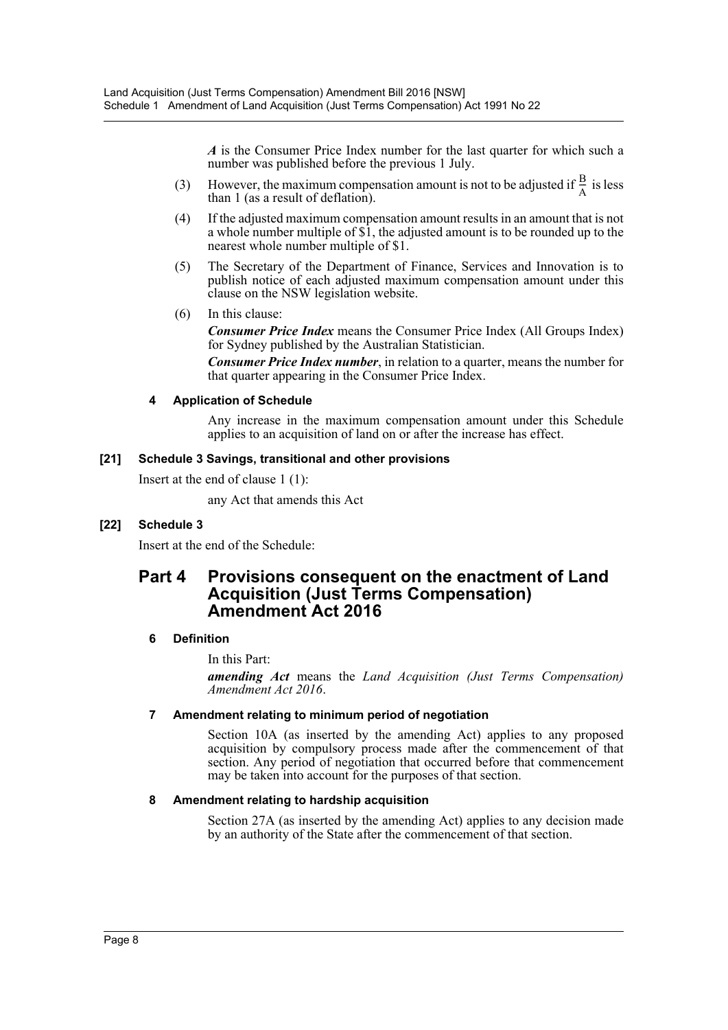*A* is the Consumer Price Index number for the last quarter for which such a number was published before the previous 1 July.

(3) However, the maximum compensation amount is not to be adjusted if $\frac{B}{A}$ is less than 1 (as a result of deflation).

(4) If the adjusted maximum compensation amount results in an amount that is not a whole number multiple of $1, the adjusted amount is to be rounded up to the nearest whole number multiple of $1.

(5) The Secretary of the Department of Finance, Services and Innovation is to publish notice of each adjusted maximum compensation amount under this clause on the NSW legislation website.

(6) In this clause:

***Consumer Price Index*** means the Consumer Price Index (All Groups Index) for Sydney published by the Australian Statistician.

***Consumer Price Index number***, in relation to a quarter, means the number for that quarter appearing in the Consumer Price Index.

#### 4 Application of Schedule

Any increase in the maximum compensation amount under this Schedule applies to an acquisition of land on or after the increase has effect.

### [21] Schedule 3 Savings, transitional and other provisions

Insert at the end of clause 1 (1):

any Act that amends this Act

### [22] Schedule 3

Insert at the end of the Schedule:

## Part 4 Provisions consequent on the enactment of Land Acquisition (Just Terms Compensation) Amendment Act 2016

#### 6 Definition

In this Part:

***amending Act*** means the *Land Acquisition (Just Terms Compensation) Amendment Act 2016*.

#### 7 Amendment relating to minimum period of negotiation

Section 10A (as inserted by the amending Act) applies to any proposed acquisition by compulsory process made after the commencement of that section. Any period of negotiation that occurred before that commencement may be taken into account for the purposes of that section.

#### 8 Amendment relating to hardship acquisition

Section 27A (as inserted by the amending Act) applies to any decision made by an authority of the State after the commencement of that section.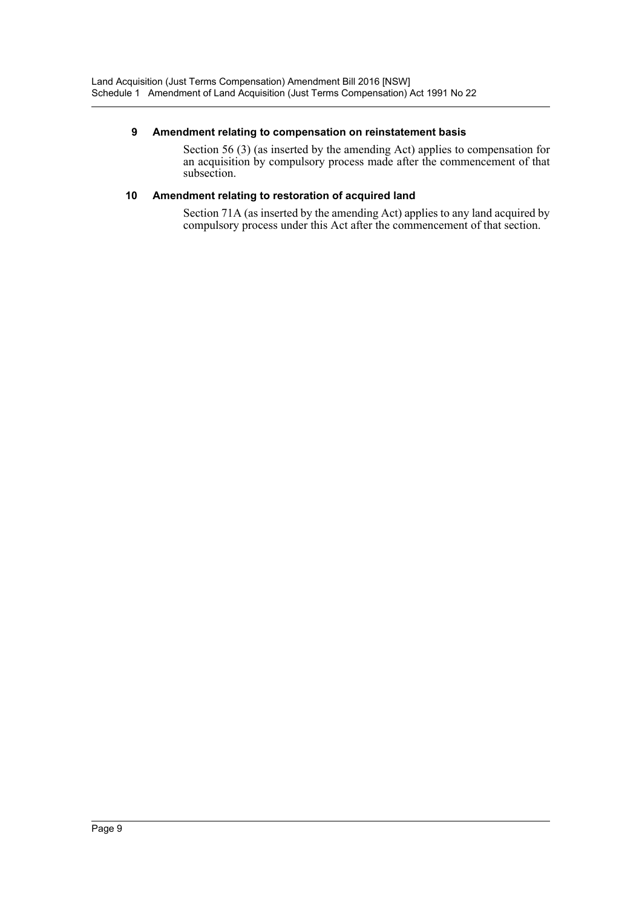### 9 Amendment relating to compensation on reinstatement basis

Section 56 (3) (as inserted by the amending Act) applies to compensation for an acquisition by compulsory process made after the commencement of that subsection.

### 10 Amendment relating to restoration of acquired land

Section 71A (as inserted by the amending Act) applies to any land acquired by compulsory process under this Act after the commencement of that section.